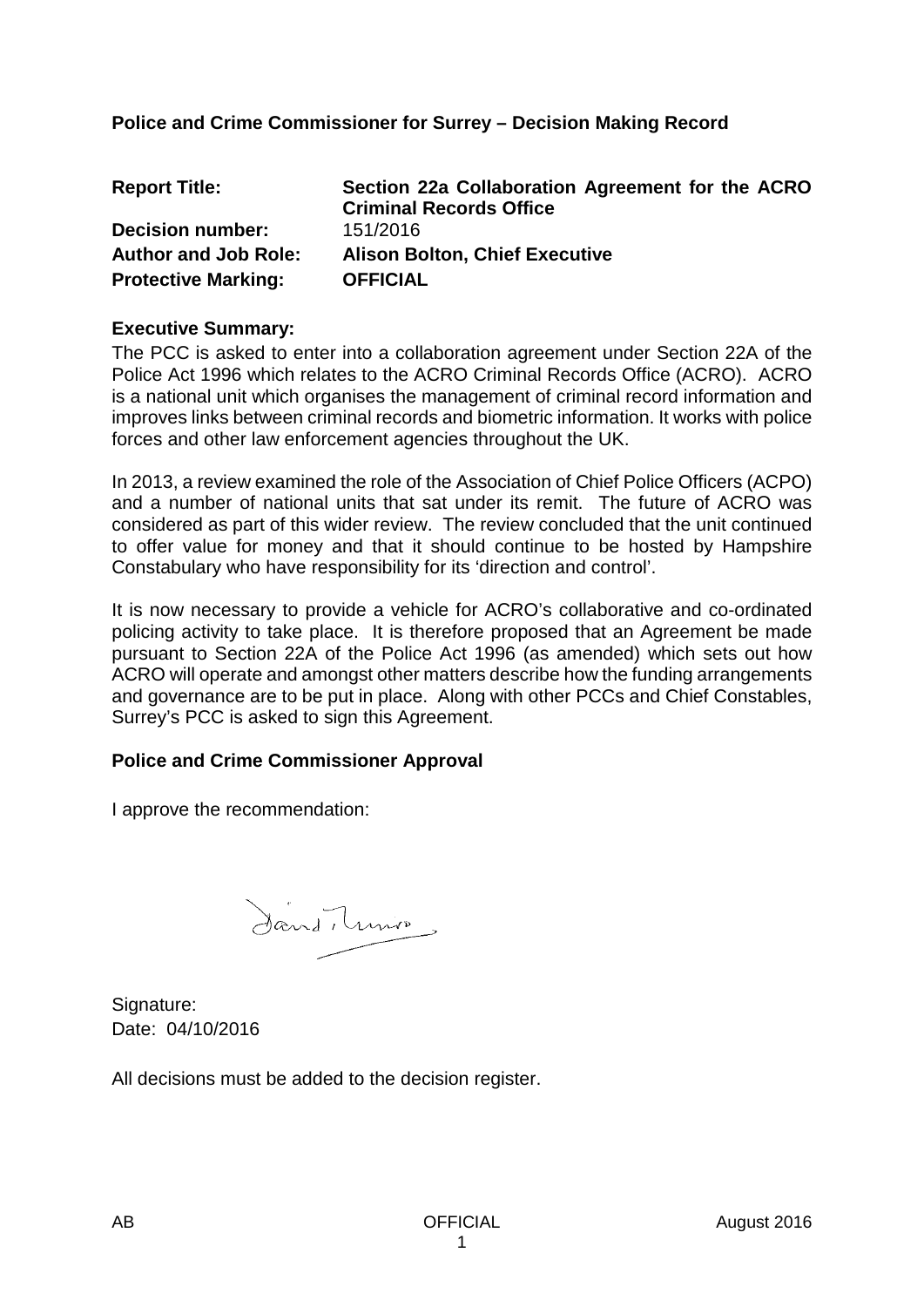**Police and Crime Commissioner for Surrey – Decision Making Record**

| | |
|---|---|
| **Report Title:** | **Section 22a Collaboration Agreement for the ACRO Criminal Records Office** |
| **Decision number:** | 151/2016 |
| **Author and Job Role:** | **Alison Bolton, Chief Executive** |
| **Protective Marking:** | **OFFICIAL** |

**Executive Summary:**

The PCC is asked to enter into a collaboration agreement under Section 22A of the Police Act 1996 which relates to the ACRO Criminal Records Office (ACRO). ACRO is a national unit which organises the management of criminal record information and improves links between criminal records and biometric information. It works with police forces and other law enforcement agencies throughout the UK.

In 2013, a review examined the role of the Association of Chief Police Officers (ACPO) and a number of national units that sat under its remit. The future of ACRO was considered as part of this wider review. The review concluded that the unit continued to offer value for money and that it should continue to be hosted by Hampshire Constabulary who have responsibility for its 'direction and control'.

It is now necessary to provide a vehicle for ACRO's collaborative and co-ordinated policing activity to take place. It is therefore proposed that an Agreement be made pursuant to Section 22A of the Police Act 1996 (as amended) which sets out how ACRO will operate and amongst other matters describe how the funding arrangements and governance are to be put in place. Along with other PCCs and Chief Constables, Surrey's PCC is asked to sign this Agreement.

**Police and Crime Commissioner Approval**

I approve the recommendation:

Signature:
Date: 04/10/2016

All decisions must be added to the decision register.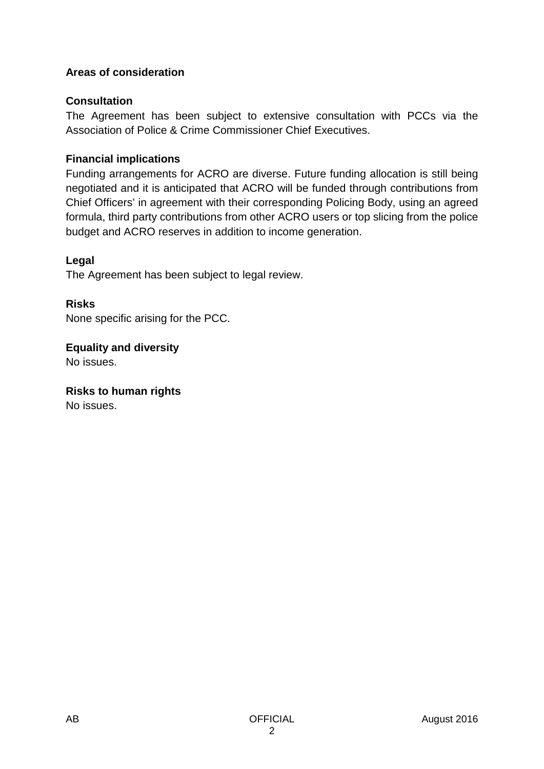**Areas of consideration**

**Consultation**

The Agreement has been subject to extensive consultation with PCCs via the Association of Police & Crime Commissioner Chief Executives.

**Financial implications**

Funding arrangements for ACRO are diverse. Future funding allocation is still being negotiated and it is anticipated that ACRO will be funded through contributions from Chief Officers' in agreement with their corresponding Policing Body, using an agreed formula, third party contributions from other ACRO users or top slicing from the police budget and ACRO reserves in addition to income generation.

**Legal**

The Agreement has been subject to legal review.

**Risks**

None specific arising for the PCC.

**Equality and diversity**

No issues.

**Risks to human rights**

No issues.